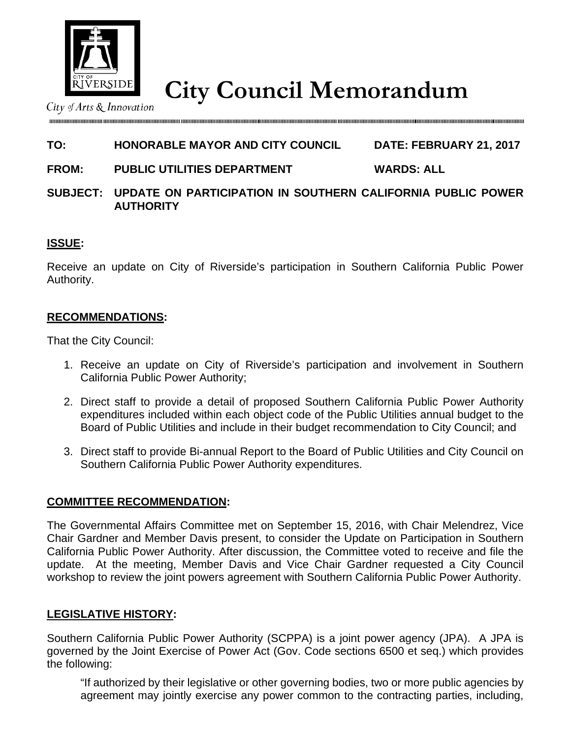# City Council Memorandum

City of Arts & Innovation

**TO:** HONORABLE MAYOR AND CITY COUNCIL **DATE: FEBRUARY 21, 2017**

**FROM:** PUBLIC UTILITIES DEPARTMENT **WARDS: ALL**

**SUBJECT:** UPDATE ON PARTICIPATION IN SOUTHERN CALIFORNIA PUBLIC POWER AUTHORITY

## ISSUE:

Receive an update on City of Riverside's participation in Southern California Public Power Authority.

## RECOMMENDATIONS:

That the City Council:

1. Receive an update on City of Riverside's participation and involvement in Southern California Public Power Authority;
2. Direct staff to provide a detail of proposed Southern California Public Power Authority expenditures included within each object code of the Public Utilities annual budget to the Board of Public Utilities and include in their budget recommendation to City Council; and
3. Direct staff to provide Bi-annual Report to the Board of Public Utilities and City Council on Southern California Public Power Authority expenditures.

## COMMITTEE RECOMMENDATION:

The Governmental Affairs Committee met on September 15, 2016, with Chair Melendrez, Vice Chair Gardner and Member Davis present, to consider the Update on Participation in Southern California Public Power Authority. After discussion, the Committee voted to receive and file the update. At the meeting, Member Davis and Vice Chair Gardner requested a City Council workshop to review the joint powers agreement with Southern California Public Power Authority.

## LEGISLATIVE HISTORY:

Southern California Public Power Authority (SCPPA) is a joint power agency (JPA). A JPA is governed by the Joint Exercise of Power Act (Gov. Code sections 6500 et seq.) which provides the following:

> "If authorized by their legislative or other governing bodies, two or more public agencies by agreement may jointly exercise any power common to the contracting parties, including,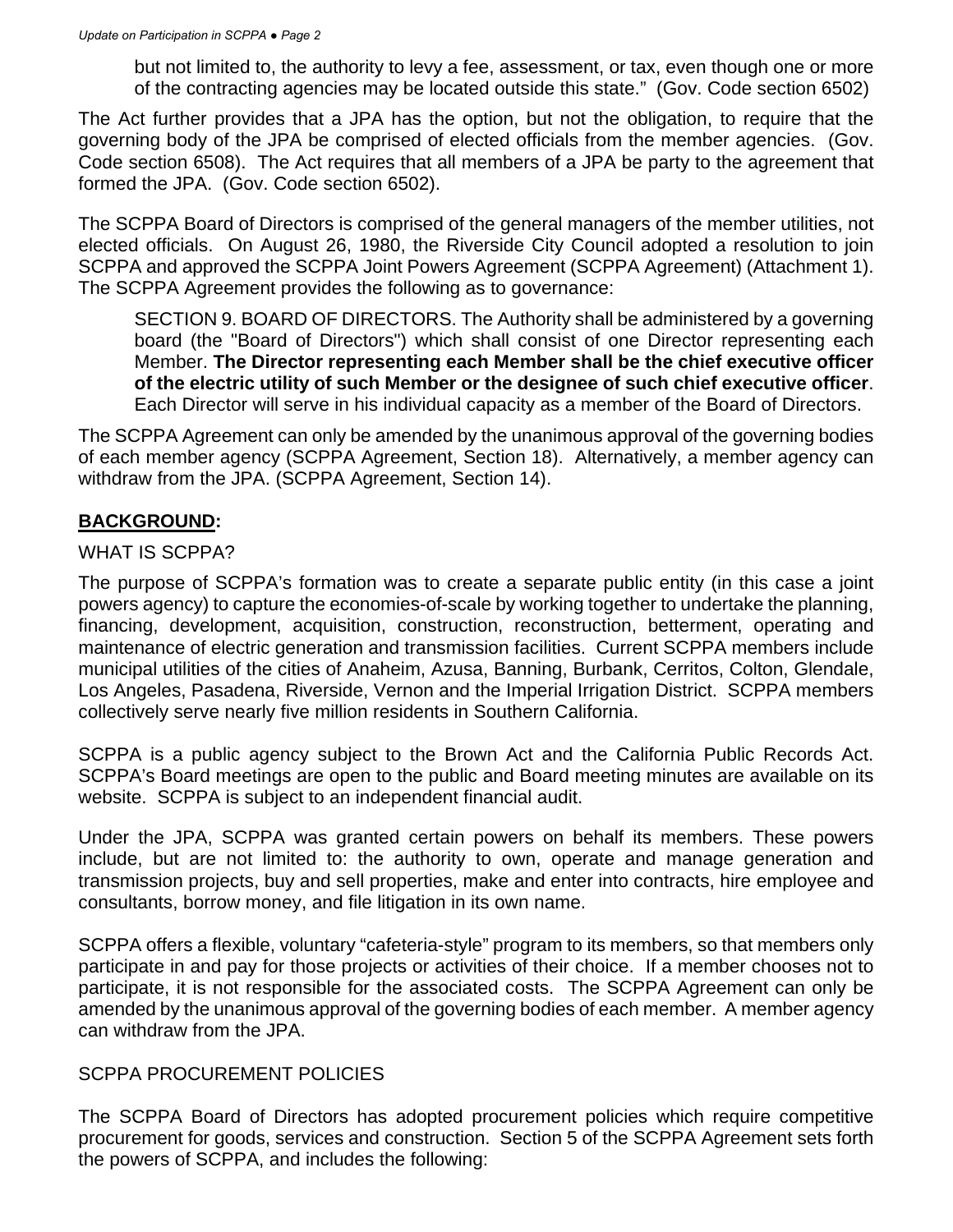> but not limited to, the authority to levy a fee, assessment, or tax, even though one or more of the contracting agencies may be located outside this state." (Gov. Code section 6502)

The Act further provides that a JPA has the option, but not the obligation, to require that the governing body of the JPA be comprised of elected officials from the member agencies. (Gov. Code section 6508). The Act requires that all members of a JPA be party to the agreement that formed the JPA. (Gov. Code section 6502).

The SCPPA Board of Directors is comprised of the general managers of the member utilities, not elected officials. On August 26, 1980, the Riverside City Council adopted a resolution to join SCPPA and approved the SCPPA Joint Powers Agreement (SCPPA Agreement) (Attachment 1). The SCPPA Agreement provides the following as to governance:

> SECTION 9. BOARD OF DIRECTORS. The Authority shall be administered by a governing board (the "Board of Directors") which shall consist of one Director representing each Member. **The Director representing each Member shall be the chief executive officer of the electric utility of such Member or the designee of such chief executive officer**. Each Director will serve in his individual capacity as a member of the Board of Directors.

The SCPPA Agreement can only be amended by the unanimous approval of the governing bodies of each member agency (SCPPA Agreement, Section 18). Alternatively, a member agency can withdraw from the JPA. (SCPPA Agreement, Section 14).

## BACKGROUND:

### WHAT IS SCPPA?

The purpose of SCPPA's formation was to create a separate public entity (in this case a joint powers agency) to capture the economies-of-scale by working together to undertake the planning, financing, development, acquisition, construction, reconstruction, betterment, operating and maintenance of electric generation and transmission facilities. Current SCPPA members include municipal utilities of the cities of Anaheim, Azusa, Banning, Burbank, Cerritos, Colton, Glendale, Los Angeles, Pasadena, Riverside, Vernon and the Imperial Irrigation District. SCPPA members collectively serve nearly five million residents in Southern California.

SCPPA is a public agency subject to the Brown Act and the California Public Records Act. SCPPA's Board meetings are open to the public and Board meeting minutes are available on its website. SCPPA is subject to an independent financial audit.

Under the JPA, SCPPA was granted certain powers on behalf its members. These powers include, but are not limited to: the authority to own, operate and manage generation and transmission projects, buy and sell properties, make and enter into contracts, hire employee and consultants, borrow money, and file litigation in its own name.

SCPPA offers a flexible, voluntary "cafeteria-style" program to its members, so that members only participate in and pay for those projects or activities of their choice. If a member chooses not to participate, it is not responsible for the associated costs. The SCPPA Agreement can only be amended by the unanimous approval of the governing bodies of each member. A member agency can withdraw from the JPA.

### SCPPA PROCUREMENT POLICIES

The SCPPA Board of Directors has adopted procurement policies which require competitive procurement for goods, services and construction. Section 5 of the SCPPA Agreement sets forth the powers of SCPPA, and includes the following: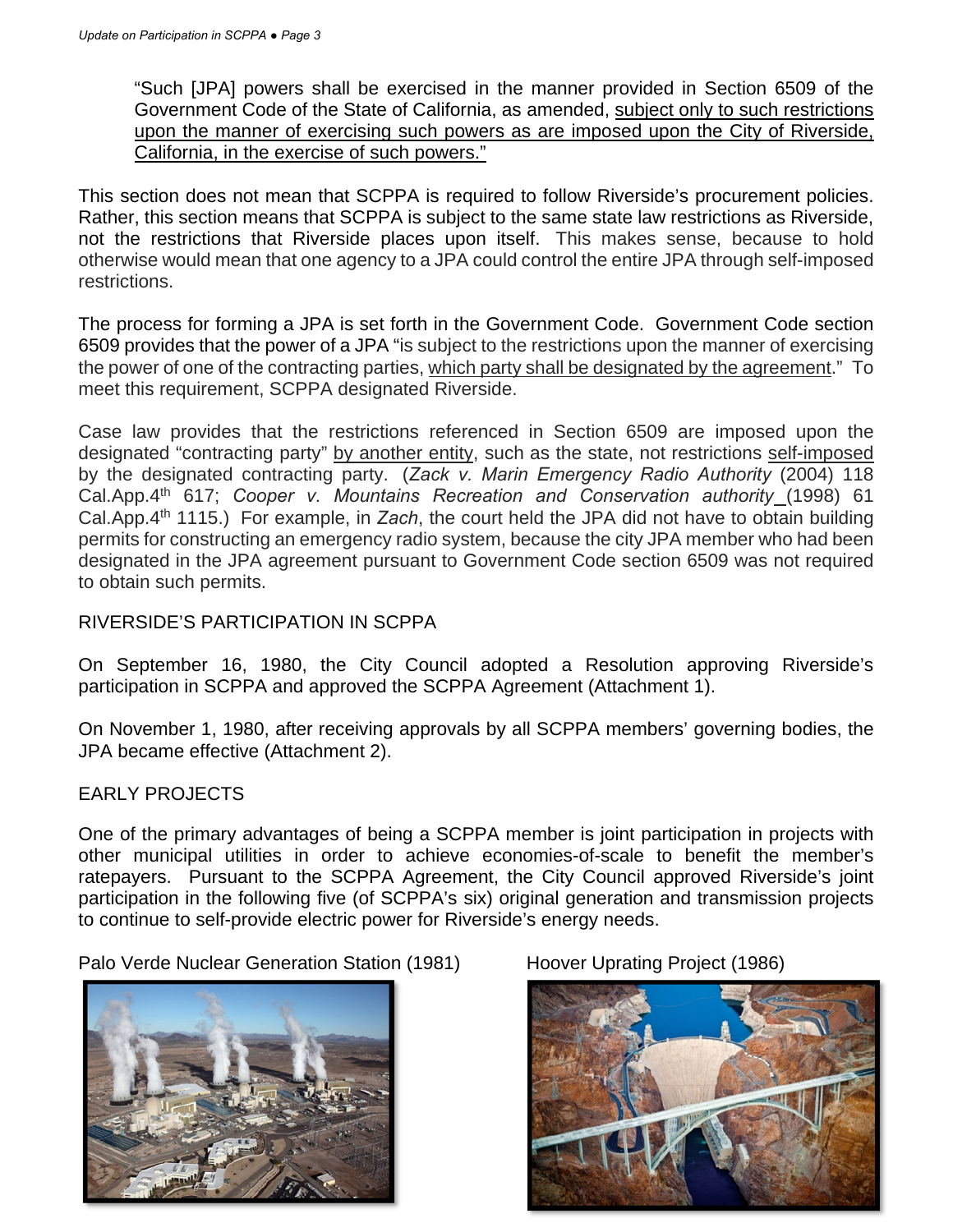"Such [JPA] powers shall be exercised in the manner provided in Section 6509 of the Government Code of the State of California, as amended, <u>subject only to such restrictions upon the manner of exercising such powers as are imposed upon the City of Riverside, California, in the exercise of such powers."</u>

This section does not mean that SCPPA is required to follow Riverside's procurement policies. Rather, this section means that SCPPA is subject to the same state law restrictions as Riverside, not the restrictions that Riverside places upon itself. This makes sense, because to hold otherwise would mean that one agency to a JPA could control the entire JPA through self-imposed restrictions.

The process for forming a JPA is set forth in the Government Code. Government Code section 6509 provides that the power of a JPA "is subject to the restrictions upon the manner of exercising the power of one of the contracting parties, <u>which party shall be designated by the agreement</u>." To meet this requirement, SCPPA designated Riverside.

Case law provides that the restrictions referenced in Section 6509 are imposed upon the designated "contracting party" <u>by another entity</u>, such as the state, not restrictions <u>self-imposed</u> by the designated contracting party. (*Zack v. Marin Emergency Radio Authority* (2004) 118 Cal.App.4th 617; *Cooper v. Mountains Recreation and Conservation authority* (1998) 61 Cal.App.4th 1115.) For example, in *Zach*, the court held the JPA did not have to obtain building permits for constructing an emergency radio system, because the city JPA member who had been designated in the JPA agreement pursuant to Government Code section 6509 was not required to obtain such permits.

## RIVERSIDE'S PARTICIPATION IN SCPPA

On September 16, 1980, the City Council adopted a Resolution approving Riverside's participation in SCPPA and approved the SCPPA Agreement (Attachment 1).

On November 1, 1980, after receiving approvals by all SCPPA members' governing bodies, the JPA became effective (Attachment 2).

## EARLY PROJECTS

One of the primary advantages of being a SCPPA member is joint participation in projects with other municipal utilities in order to achieve economies-of-scale to benefit the member's ratepayers. Pursuant to the SCPPA Agreement, the City Council approved Riverside's joint participation in the following five (of SCPPA's six) original generation and transmission projects to continue to self-provide electric power for Riverside's energy needs.

Palo Verde Nuclear Generation Station (1981)

Hoover Uprating Project (1986)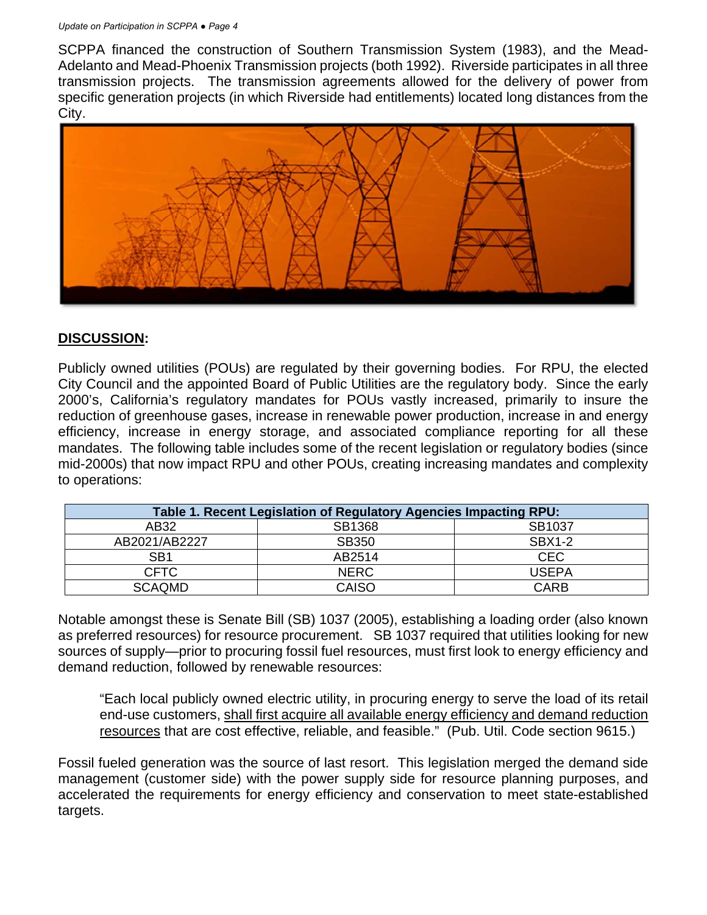SCPPA financed the construction of Southern Transmission System (1983), and the Mead-Adelanto and Mead-Phoenix Transmission projects (both 1992). Riverside participates in all three transmission projects. The transmission agreements allowed for the delivery of power from specific generation projects (in which Riverside had entitlements) located long distances from the City.

## DISCUSSION:

Publicly owned utilities (POUs) are regulated by their governing bodies. For RPU, the elected City Council and the appointed Board of Public Utilities are the regulatory body. Since the early 2000's, California's regulatory mandates for POUs vastly increased, primarily to insure the reduction of greenhouse gases, increase in renewable power production, increase in and energy efficiency, increase in energy storage, and associated compliance reporting for all these mandates. The following table includes some of the recent legislation or regulatory bodies (since mid-2000s) that now impact RPU and other POUs, creating increasing mandates and complexity to operations:

| Table 1. Recent Legislation of Regulatory Agencies Impacting RPU: | | |
|---|---|---|
| AB32 | SB1368 | SB1037 |
| AB2021/AB2227 | SB350 | SBX1-2 |
| SB1 | AB2514 | CEC |
| CFTC | NERC | USEPA |
| SCAQMD | CAISO | CARB |

Notable amongst these is Senate Bill (SB) 1037 (2005), establishing a loading order (also known as preferred resources) for resource procurement. SB 1037 required that utilities looking for new sources of supply—prior to procuring fossil fuel resources, must first look to energy efficiency and demand reduction, followed by renewable resources:

> "Each local publicly owned electric utility, in procuring energy to serve the load of its retail end-use customers, shall first acquire all available energy efficiency and demand reduction resources that are cost effective, reliable, and feasible." (Pub. Util. Code section 9615.)

Fossil fueled generation was the source of last resort. This legislation merged the demand side management (customer side) with the power supply side for resource planning purposes, and accelerated the requirements for energy efficiency and conservation to meet state-established targets.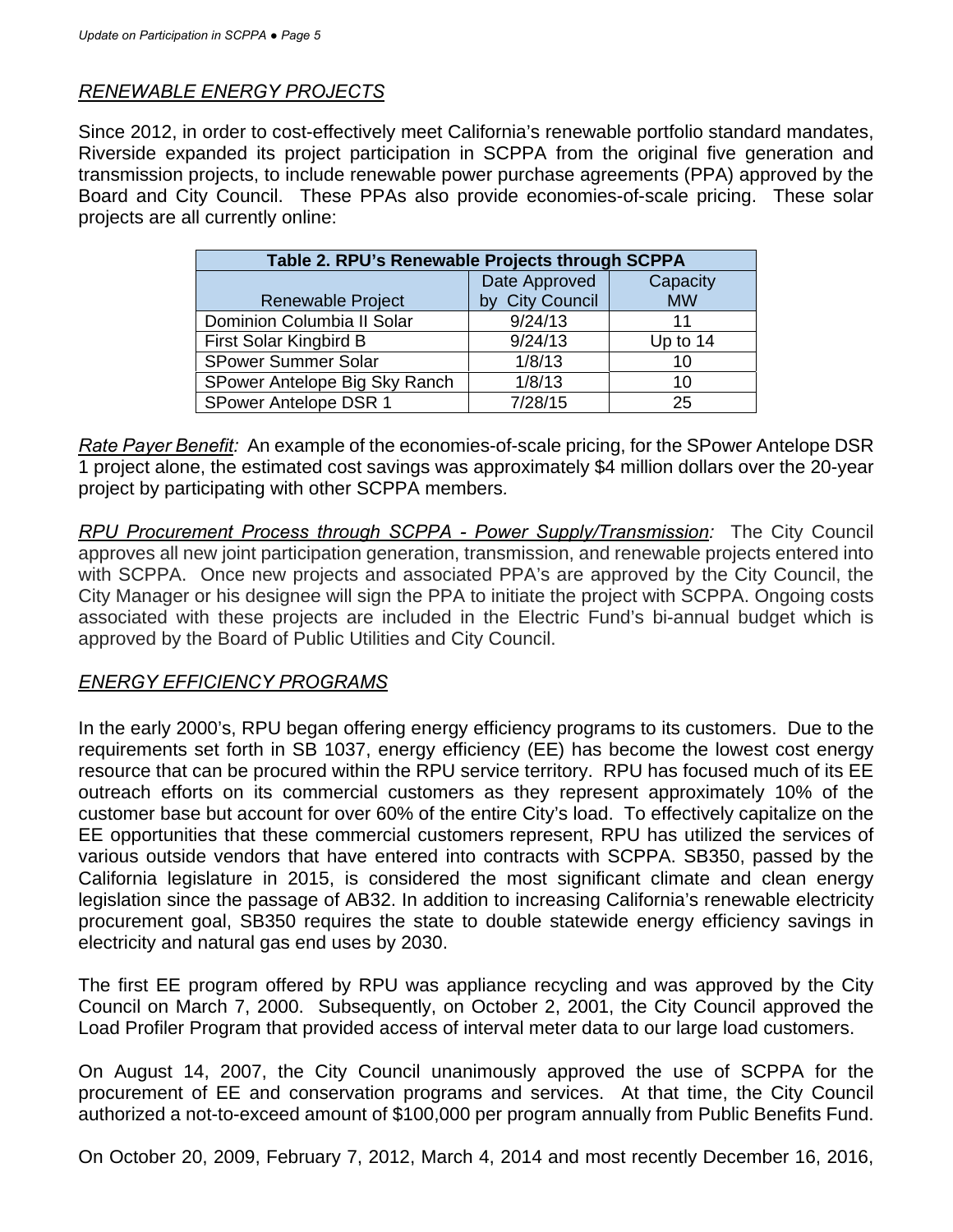## *RENEWABLE ENERGY PROJECTS*

Since 2012, in order to cost-effectively meet California's renewable portfolio standard mandates, Riverside expanded its project participation in SCPPA from the original five generation and transmission projects, to include renewable power purchase agreements (PPA) approved by the Board and City Council. These PPAs also provide economies-of-scale pricing. These solar projects are all currently online:

| Table 2. RPU's Renewable Projects through SCPPA | | |
|---|---|---|
| Renewable Project | Date Approved by City Council | Capacity MW |
| Dominion Columbia II Solar | 9/24/13 | 11 |
| First Solar Kingbird B | 9/24/13 | Up to 14 |
| SPower Summer Solar | 1/8/13 | 10 |
| SPower Antelope Big Sky Ranch | 1/8/13 | 10 |
| SPower Antelope DSR 1 | 7/28/15 | 25 |

*Rate Payer Benefit:* An example of the economies-of-scale pricing, for the SPower Antelope DSR 1 project alone, the estimated cost savings was approximately $4 million dollars over the 20-year project by participating with other SCPPA members.

*RPU Procurement Process through SCPPA - Power Supply/Transmission:* The City Council approves all new joint participation generation, transmission, and renewable projects entered into with SCPPA. Once new projects and associated PPA's are approved by the City Council, the City Manager or his designee will sign the PPA to initiate the project with SCPPA. Ongoing costs associated with these projects are included in the Electric Fund's bi-annual budget which is approved by the Board of Public Utilities and City Council.

## *ENERGY EFFICIENCY PROGRAMS*

In the early 2000's, RPU began offering energy efficiency programs to its customers. Due to the requirements set forth in SB 1037, energy efficiency (EE) has become the lowest cost energy resource that can be procured within the RPU service territory. RPU has focused much of its EE outreach efforts on its commercial customers as they represent approximately 10% of the customer base but account for over 60% of the entire City's load. To effectively capitalize on the EE opportunities that these commercial customers represent, RPU has utilized the services of various outside vendors that have entered into contracts with SCPPA. SB350, passed by the California legislature in 2015, is considered the most significant climate and clean energy legislation since the passage of AB32. In addition to increasing California's renewable electricity procurement goal, SB350 requires the state to double statewide energy efficiency savings in electricity and natural gas end uses by 2030.

The first EE program offered by RPU was appliance recycling and was approved by the City Council on March 7, 2000. Subsequently, on October 2, 2001, the City Council approved the Load Profiler Program that provided access of interval meter data to our large load customers.

On August 14, 2007, the City Council unanimously approved the use of SCPPA for the procurement of EE and conservation programs and services. At that time, the City Council authorized a not-to-exceed amount of $100,000 per program annually from Public Benefits Fund.

On October 20, 2009, February 7, 2012, March 4, 2014 and most recently December 16, 2016,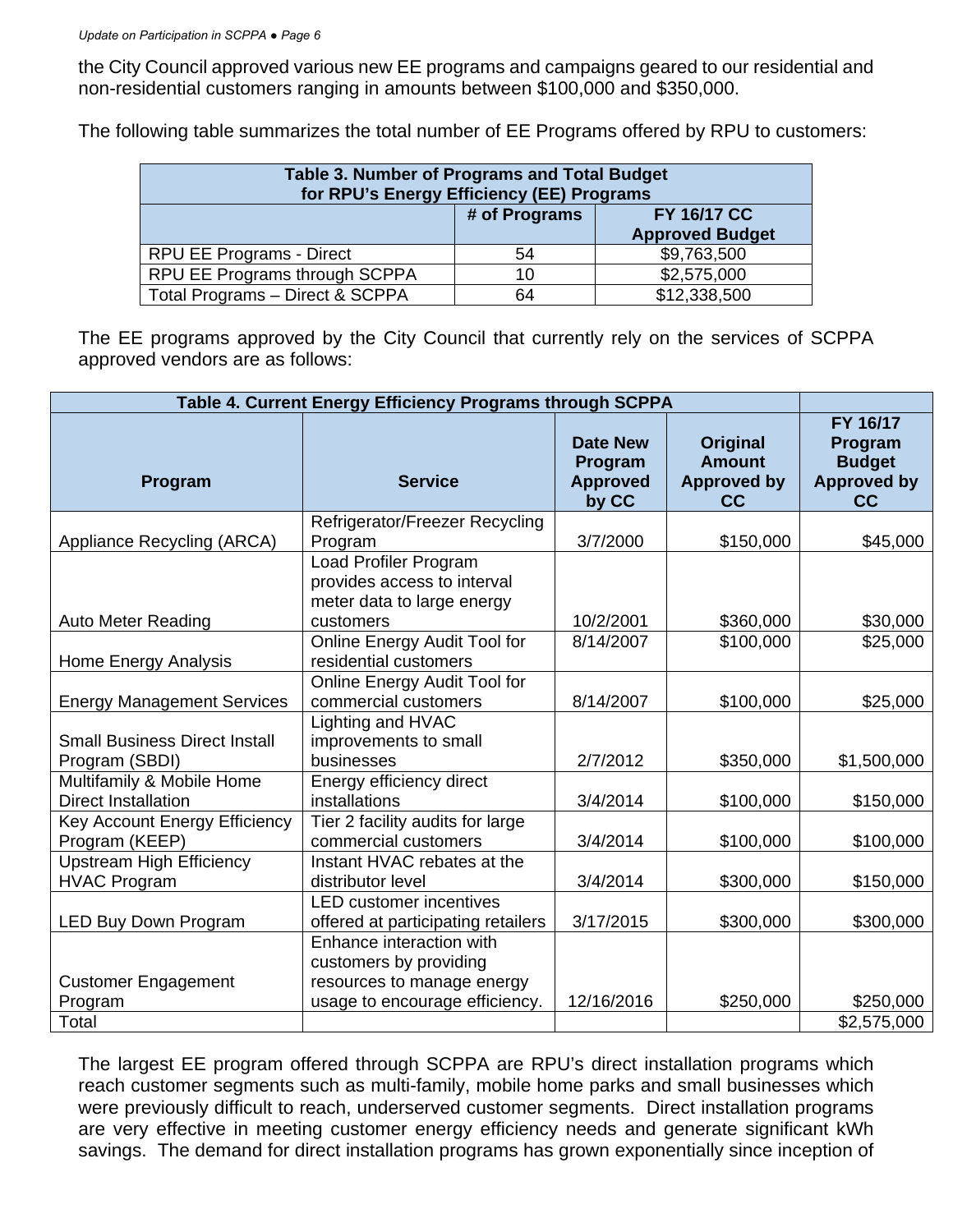the City Council approved various new EE programs and campaigns geared to our residential and non-residential customers ranging in amounts between $100,000 and $350,000.

The following table summarizes the total number of EE Programs offered by RPU to customers:

| Table 3. Number of Programs and Total Budget for RPU's Energy Efficiency (EE) Programs | | |
|---|---|---|
| | # of Programs | FY 16/17 CC Approved Budget |
| RPU EE Programs - Direct | 54 | $9,763,500 |
| RPU EE Programs through SCPPA | 10 | $2,575,000 |
| Total Programs – Direct & SCPPA | 64 | $12,338,500 |

The EE programs approved by the City Council that currently rely on the services of SCPPA approved vendors are as follows:

| Table 4. Current Energy Efficiency Programs through SCPPA | | | | |
|---|---|---|---|---|
| Program | Service | Date New Program Approved by CC | Original Amount Approved by CC | FY 16/17 Program Budget Approved by CC |
| Appliance Recycling (ARCA) | Refrigerator/Freezer Recycling Program | 3/7/2000 | $150,000 | $45,000 |
| Auto Meter Reading | Load Profiler Program provides access to interval meter data to large energy customers | 10/2/2001 | $360,000 | $30,000 |
| Home Energy Analysis | Online Energy Audit Tool for residential customers | 8/14/2007 | $100,000 | $25,000 |
| Energy Management Services | Online Energy Audit Tool for commercial customers | 8/14/2007 | $100,000 | $25,000 |
| Small Business Direct Install Program (SBDI) | Lighting and HVAC improvements to small businesses | 2/7/2012 | $350,000 | $1,500,000 |
| Multifamily & Mobile Home Direct Installation | Energy efficiency direct installations | 3/4/2014 | $100,000 | $150,000 |
| Key Account Energy Efficiency Program (KEEP) | Tier 2 facility audits for large commercial customers | 3/4/2014 | $100,000 | $100,000 |
| Upstream High Efficiency HVAC Program | Instant HVAC rebates at the distributor level | 3/4/2014 | $300,000 | $150,000 |
| LED Buy Down Program | LED customer incentives offered at participating retailers | 3/17/2015 | $300,000 | $300,000 |
| Customer Engagement Program | Enhance interaction with customers by providing resources to manage energy usage to encourage efficiency. | 12/16/2016 | $250,000 | $250,000 |
| Total | | | | $2,575,000 |

The largest EE program offered through SCPPA are RPU's direct installation programs which reach customer segments such as multi-family, mobile home parks and small businesses which were previously difficult to reach, underserved customer segments. Direct installation programs are very effective in meeting customer energy efficiency needs and generate significant kWh savings. The demand for direct installation programs has grown exponentially since inception of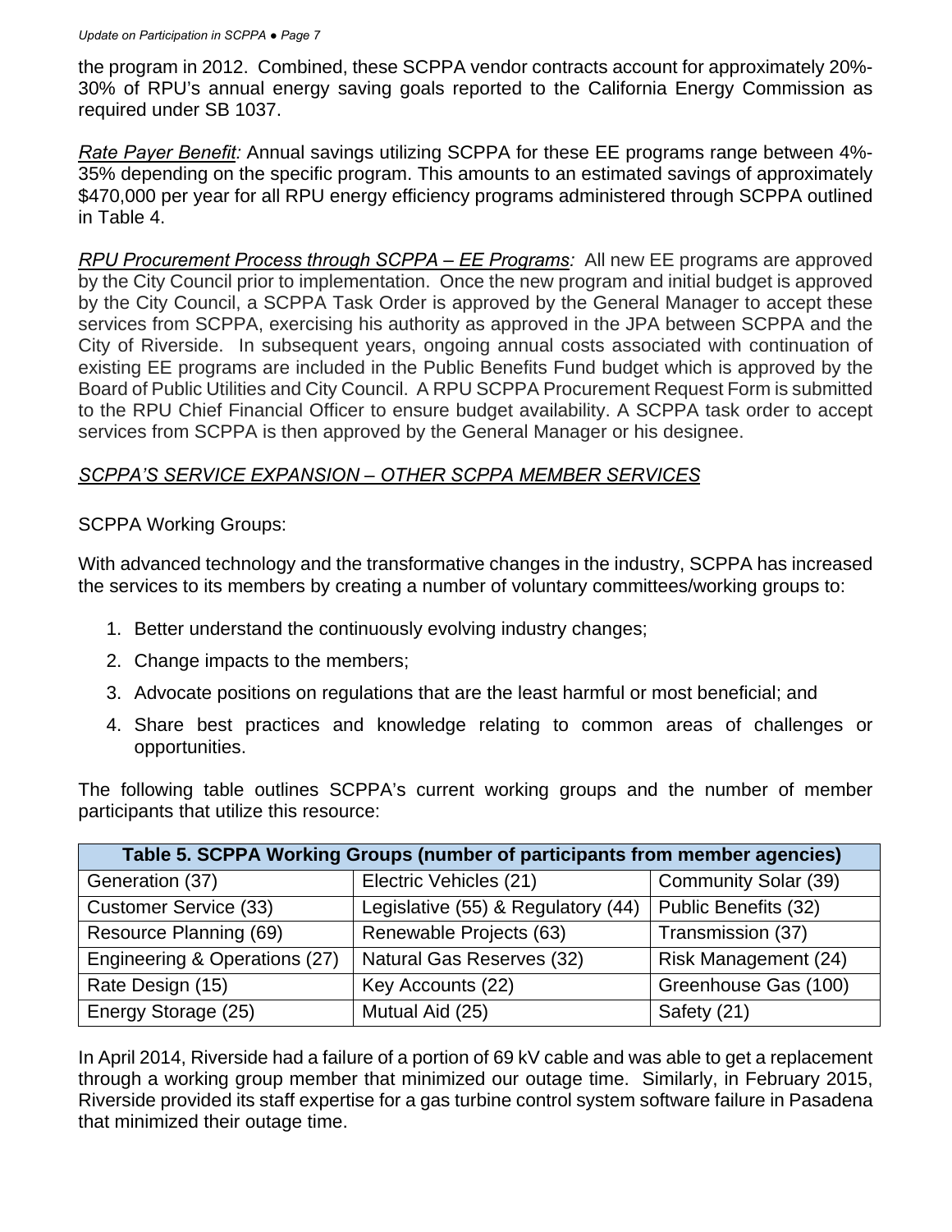the program in 2012. Combined, these SCPPA vendor contracts account for approximately 20%-30% of RPU's annual energy saving goals reported to the California Energy Commission as required under SB 1037.

*Rate Payer Benefit:* Annual savings utilizing SCPPA for these EE programs range between 4%-35% depending on the specific program. This amounts to an estimated savings of approximately $470,000 per year for all RPU energy efficiency programs administered through SCPPA outlined in Table 4.

*RPU Procurement Process through SCPPA – EE Programs:* All new EE programs are approved by the City Council prior to implementation. Once the new program and initial budget is approved by the City Council, a SCPPA Task Order is approved by the General Manager to accept these services from SCPPA, exercising his authority as approved in the JPA between SCPPA and the City of Riverside. In subsequent years, ongoing annual costs associated with continuation of existing EE programs are included in the Public Benefits Fund budget which is approved by the Board of Public Utilities and City Council. A RPU SCPPA Procurement Request Form is submitted to the RPU Chief Financial Officer to ensure budget availability. A SCPPA task order to accept services from SCPPA is then approved by the General Manager or his designee.

*SCPPA'S SERVICE EXPANSION – OTHER SCPPA MEMBER SERVICES*

SCPPA Working Groups:

With advanced technology and the transformative changes in the industry, SCPPA has increased the services to its members by creating a number of voluntary committees/working groups to:

1. Better understand the continuously evolving industry changes;
2. Change impacts to the members;
3. Advocate positions on regulations that are the least harmful or most beneficial; and
4. Share best practices and knowledge relating to common areas of challenges or opportunities.

The following table outlines SCPPA's current working groups and the number of member participants that utilize this resource:

| **Table 5. SCPPA Working Groups (number of participants from member agencies)** | | |
|---|---|---|
| Generation (37) | Electric Vehicles (21) | Community Solar (39) |
| Customer Service (33) | Legislative (55) & Regulatory (44) | Public Benefits (32) |
| Resource Planning (69) | Renewable Projects (63) | Transmission (37) |
| Engineering & Operations (27) | Natural Gas Reserves (32) | Risk Management (24) |
| Rate Design (15) | Key Accounts (22) | Greenhouse Gas (100) |
| Energy Storage (25) | Mutual Aid (25) | Safety (21) |

In April 2014, Riverside had a failure of a portion of 69 kV cable and was able to get a replacement through a working group member that minimized our outage time. Similarly, in February 2015, Riverside provided its staff expertise for a gas turbine control system software failure in Pasadena that minimized their outage time.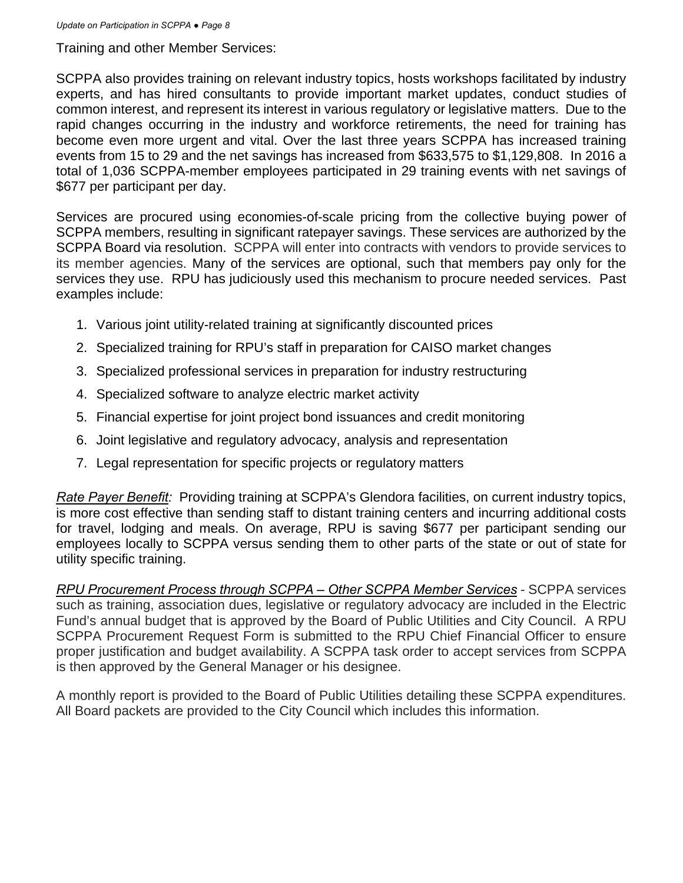Training and other Member Services:

SCPPA also provides training on relevant industry topics, hosts workshops facilitated by industry experts, and has hired consultants to provide important market updates, conduct studies of common interest, and represent its interest in various regulatory or legislative matters. Due to the rapid changes occurring in the industry and workforce retirements, the need for training has become even more urgent and vital. Over the last three years SCPPA has increased training events from 15 to 29 and the net savings has increased from $633,575 to $1,129,808. In 2016 a total of 1,036 SCPPA-member employees participated in 29 training events with net savings of $677 per participant per day.

Services are procured using economies-of-scale pricing from the collective buying power of SCPPA members, resulting in significant ratepayer savings. These services are authorized by the SCPPA Board via resolution. SCPPA will enter into contracts with vendors to provide services to its member agencies. Many of the services are optional, such that members pay only for the services they use. RPU has judiciously used this mechanism to procure needed services. Past examples include:

1. Various joint utility-related training at significantly discounted prices
2. Specialized training for RPU's staff in preparation for CAISO market changes
3. Specialized professional services in preparation for industry restructuring
4. Specialized software to analyze electric market activity
5. Financial expertise for joint project bond issuances and credit monitoring
6. Joint legislative and regulatory advocacy, analysis and representation
7. Legal representation for specific projects or regulatory matters

*Rate Payer Benefit:* Providing training at SCPPA's Glendora facilities, on current industry topics, is more cost effective than sending staff to distant training centers and incurring additional costs for travel, lodging and meals. On average, RPU is saving $677 per participant sending our employees locally to SCPPA versus sending them to other parts of the state or out of state for utility specific training.

*RPU Procurement Process through SCPPA – Other SCPPA Member Services* - SCPPA services such as training, association dues, legislative or regulatory advocacy are included in the Electric Fund's annual budget that is approved by the Board of Public Utilities and City Council. A RPU SCPPA Procurement Request Form is submitted to the RPU Chief Financial Officer to ensure proper justification and budget availability. A SCPPA task order to accept services from SCPPA is then approved by the General Manager or his designee.

A monthly report is provided to the Board of Public Utilities detailing these SCPPA expenditures. All Board packets are provided to the City Council which includes this information.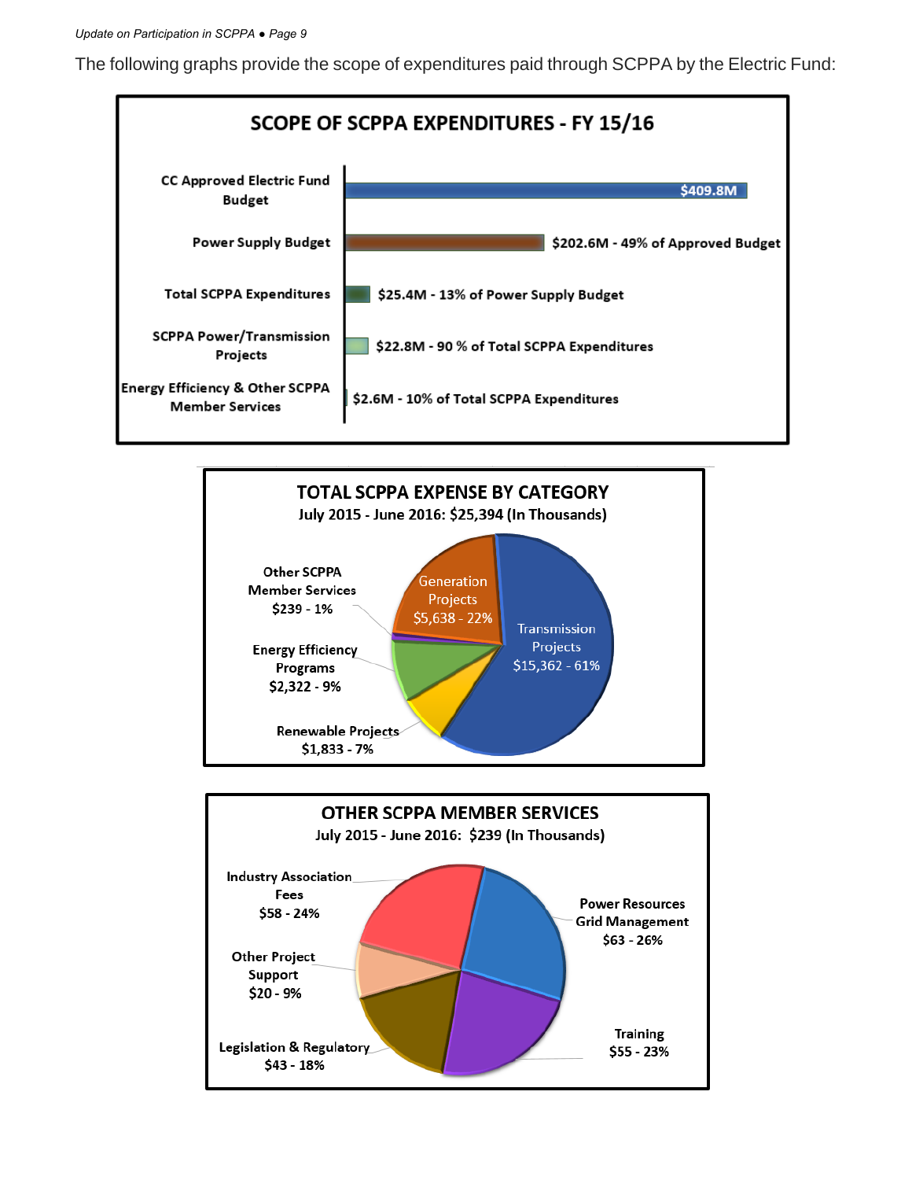The following graphs provide the scope of expenditures paid through SCPPA by the Electric Fund:

**SCOPE OF SCPPA EXPENDITURES - FY 15/16**

| Category | Amount |
| --- | --- |
| CC Approved Electric Fund Budget | $409.8M |
| Power Supply Budget | $202.6M - 49% of Approved Budget |
| Total SCPPA Expenditures | $25.4M - 13% of Power Supply Budget |
| SCPPA Power/Transmission Projects | $22.8M - 90 % of Total SCPPA Expenditures |
| Energy Efficiency & Other SCPPA Member Services | $2.6M - 10% of Total SCPPA Expenditures |

**TOTAL SCPPA EXPENSE BY CATEGORY**
July 2015 - June 2016: $25,394 (In Thousands)

| Category | Amount | Percent |
| --- | --- | --- |
| Transmission Projects | $15,362 | 61% |
| Generation Projects | $5,638 | 22% |
| Energy Efficiency Programs | $2,322 | 9% |
| Renewable Projects | $1,833 | 7% |
| Other SCPPA Member Services | $239 | 1% |

**OTHER SCPPA MEMBER SERVICES**
July 2015 - June 2016: $239 (In Thousands)

| Category | Amount | Percent |
| --- | --- | --- |
| Power Resources Grid Management | $63 | 26% |
| Industry Association Fees | $58 | 24% |
| Training | $55 | 23% |
| Legislation & Regulatory | $43 | 18% |
| Other Project Support | $20 | 9% |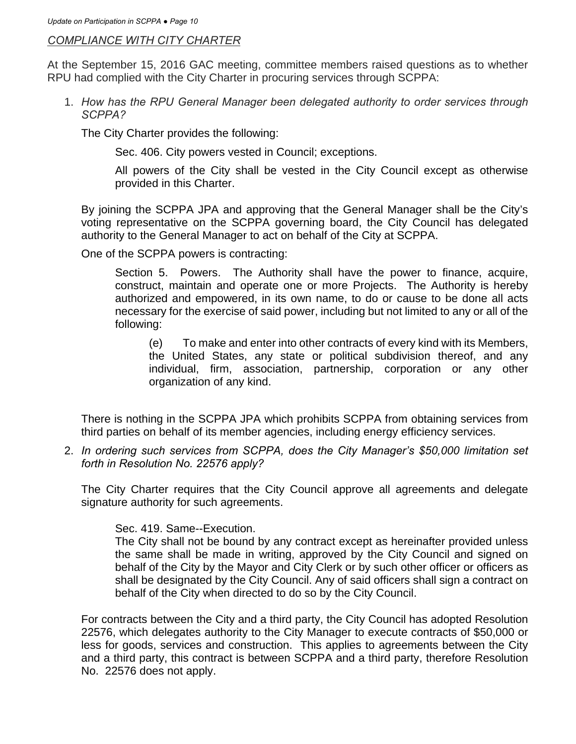*COMPLIANCE WITH CITY CHARTER*

At the September 15, 2016 GAC meeting, committee members raised questions as to whether RPU had complied with the City Charter in procuring services through SCPPA:

1. *How has the RPU General Manager been delegated authority to order services through SCPPA?*

   The City Charter provides the following:

   > Sec. 406. City powers vested in Council; exceptions.
   >
   > All powers of the City shall be vested in the City Council except as otherwise provided in this Charter.

   By joining the SCPPA JPA and approving that the General Manager shall be the City's voting representative on the SCPPA governing board, the City Council has delegated authority to the General Manager to act on behalf of the City at SCPPA.

   One of the SCPPA powers is contracting:

   > Section 5. Powers. The Authority shall have the power to finance, acquire, construct, maintain and operate one or more Projects. The Authority is hereby authorized and empowered, in its own name, to do or cause to be done all acts necessary for the exercise of said power, including but not limited to any or all of the following:
   >
   > > (e) To make and enter into other contracts of every kind with its Members, the United States, any state or political subdivision thereof, and any individual, firm, association, partnership, corporation or any other organization of any kind.

   There is nothing in the SCPPA JPA which prohibits SCPPA from obtaining services from third parties on behalf of its member agencies, including energy efficiency services.

2. *In ordering such services from SCPPA, does the City Manager's $50,000 limitation set forth in Resolution No. 22576 apply?*

   The City Charter requires that the City Council approve all agreements and delegate signature authority for such agreements.

   > Sec. 419. Same--Execution.
   > The City shall not be bound by any contract except as hereinafter provided unless the same shall be made in writing, approved by the City Council and signed on behalf of the City by the Mayor and City Clerk or by such other officer or officers as shall be designated by the City Council. Any of said officers shall sign a contract on behalf of the City when directed to do so by the City Council.

   For contracts between the City and a third party, the City Council has adopted Resolution 22576, which delegates authority to the City Manager to execute contracts of $50,000 or less for goods, services and construction. This applies to agreements between the City and a third party, this contract is between SCPPA and a third party, therefore Resolution No. 22576 does not apply.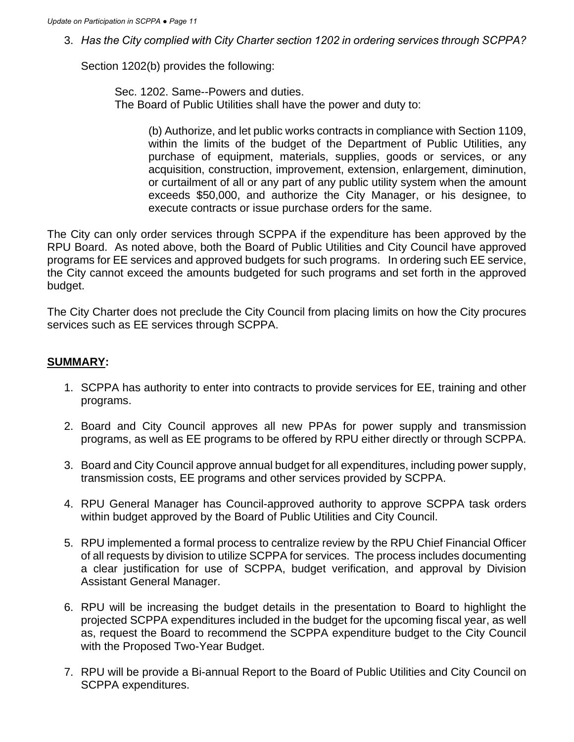3. *Has the City complied with City Charter section 1202 in ordering services through SCPPA?*

   Section 1202(b) provides the following:

   > Sec. 1202. Same--Powers and duties.
   > The Board of Public Utilities shall have the power and duty to:
   >
   > > (b) Authorize, and let public works contracts in compliance with Section 1109, within the limits of the budget of the Department of Public Utilities, any purchase of equipment, materials, supplies, goods or services, or any acquisition, construction, improvement, extension, enlargement, diminution, or curtailment of all or any part of any public utility system when the amount exceeds $50,000, and authorize the City Manager, or his designee, to execute contracts or issue purchase orders for the same.

The City can only order services through SCPPA if the expenditure has been approved by the RPU Board. As noted above, both the Board of Public Utilities and City Council have approved programs for EE services and approved budgets for such programs. In ordering such EE service, the City cannot exceed the amounts budgeted for such programs and set forth in the approved budget.

The City Charter does not preclude the City Council from placing limits on how the City procures services such as EE services through SCPPA.

**SUMMARY:**

1. SCPPA has authority to enter into contracts to provide services for EE, training and other programs.
2. Board and City Council approves all new PPAs for power supply and transmission programs, as well as EE programs to be offered by RPU either directly or through SCPPA.
3. Board and City Council approve annual budget for all expenditures, including power supply, transmission costs, EE programs and other services provided by SCPPA.
4. RPU General Manager has Council-approved authority to approve SCPPA task orders within budget approved by the Board of Public Utilities and City Council.
5. RPU implemented a formal process to centralize review by the RPU Chief Financial Officer of all requests by division to utilize SCPPA for services. The process includes documenting a clear justification for use of SCPPA, budget verification, and approval by Division Assistant General Manager.
6. RPU will be increasing the budget details in the presentation to Board to highlight the projected SCPPA expenditures included in the budget for the upcoming fiscal year, as well as, request the Board to recommend the SCPPA expenditure budget to the City Council with the Proposed Two-Year Budget.
7. RPU will be provide a Bi-annual Report to the Board of Public Utilities and City Council on SCPPA expenditures.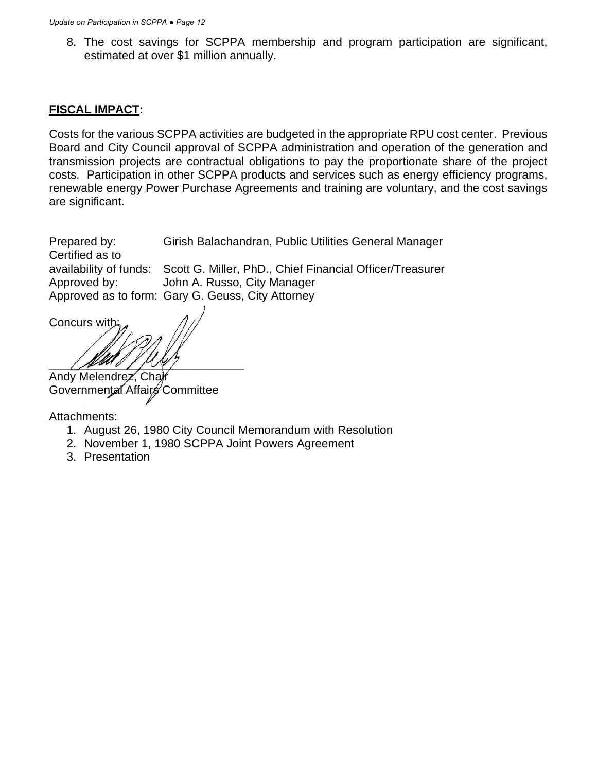8. The cost savings for SCPPA membership and program participation are significant, estimated at over $1 million annually.

**FISCAL IMPACT:**

Costs for the various SCPPA activities are budgeted in the appropriate RPU cost center. Previous Board and City Council approval of SCPPA administration and operation of the generation and transmission projects are contractual obligations to pay the proportionate share of the project costs. Participation in other SCPPA products and services such as energy efficiency programs, renewable energy Power Purchase Agreements and training are voluntary, and the cost savings are significant.

| | |
|---|---|
| Prepared by: | Girish Balachandran, Public Utilities General Manager |
| Certified as to availability of funds: | Scott G. Miller, PhD., Chief Financial Officer/Treasurer |
| Approved by: | John A. Russo, City Manager |
| Approved as to form: | Gary G. Geuss, City Attorney |

Concurs with:

_____________________________
Andy Melendrez, Chair
Governmental Affairs Committee

Attachments:

1. August 26, 1980 City Council Memorandum with Resolution
2. November 1, 1980 SCPPA Joint Powers Agreement
3. Presentation